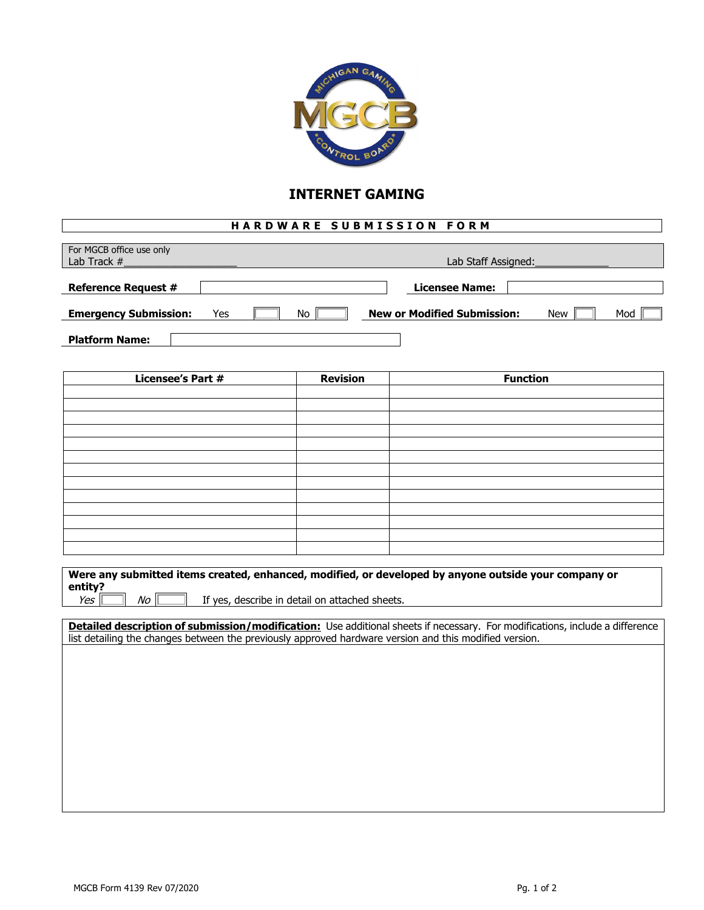# INTERNET GAMING

## HARDWARE SUBMISSION FORM

For MGCB office use only
Lab Track #____________________ Lab Staff Assigned:_____________

**Reference Request #** ______________________ **Licensee Name:** ______________________

**Emergency Submission:** Yes [ ] No [ ] **New or Modified Submission:** New [ ] Mod [ ]

**Platform Name:** ______________________

| Licensee's Part # | Revision | Function |
|---|---|---|
| | | |
| | | |
| | | |
| | | |
| | | |
| | | |
| | | |
| | | |
| | | |
| | | |
| | | |
| | | |
| | | |

**Were any submitted items created, enhanced, modified, or developed by anyone outside your company or entity?**
*Yes* [ ] *No* [ ] If yes, describe in detail on attached sheets.

**Detailed description of submission/modification:** Use additional sheets if necessary. For modifications, include a difference list detailing the changes between the previously approved hardware version and this modified version.

MGCB Form 4139 Rev 07/2020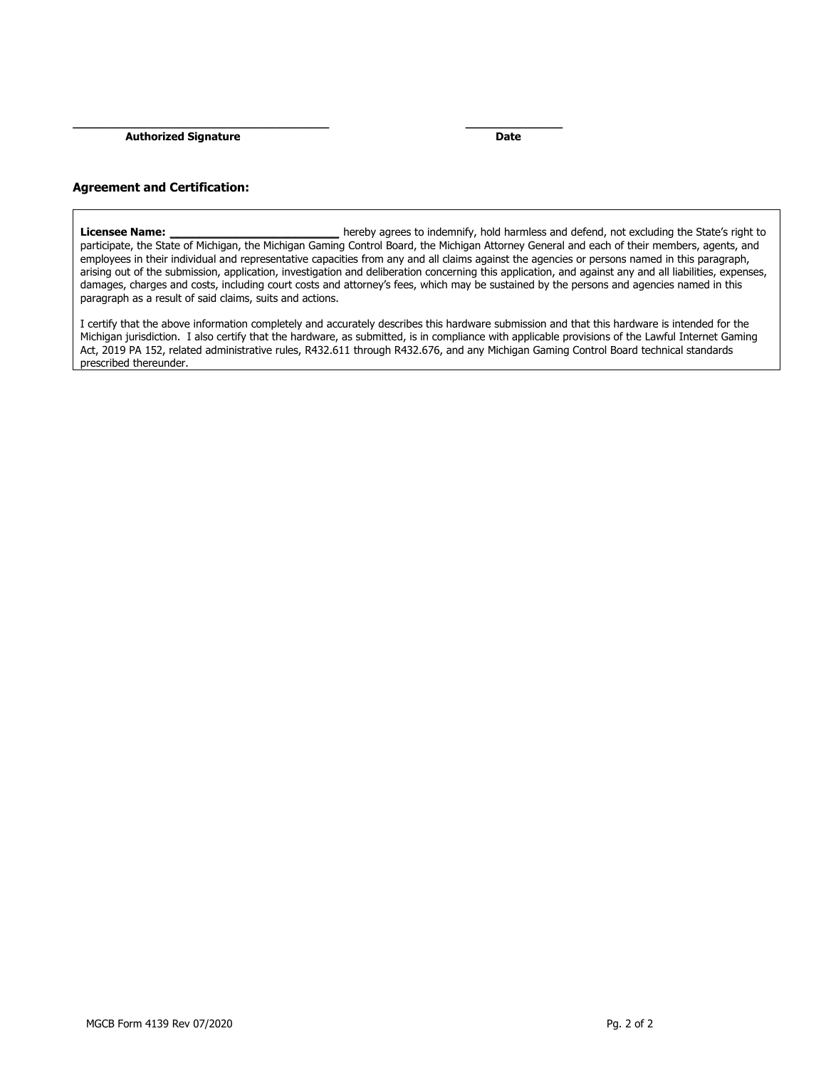\_\_\_\_\_\_\_\_\_\_\_\_\_\_\_\_\_\_\_\_\_\_\_\_\_\_\_\_\_\_\_\_\_\_\_\_ \_\_\_\_\_\_\_\_\_\_\_\_\_\_

**Authorized Signature** **Date**

**Agreement and Certification:**

**Licensee Name: \_\_\_\_\_\_\_\_\_\_\_\_\_\_\_\_\_\_\_\_\_\_\_\_\_\_\_** hereby agrees to indemnify, hold harmless and defend, not excluding the State's right to participate, the State of Michigan, the Michigan Gaming Control Board, the Michigan Attorney General and each of their members, agents, and employees in their individual and representative capacities from any and all claims against the agencies or persons named in this paragraph, arising out of the submission, application, investigation and deliberation concerning this application, and against any and all liabilities, expenses, damages, charges and costs, including court costs and attorney's fees, which may be sustained by the persons and agencies named in this paragraph as a result of said claims, suits and actions.

I certify that the above information completely and accurately describes this hardware submission and that this hardware is intended for the Michigan jurisdiction. I also certify that the hardware, as submitted, is in compliance with applicable provisions of the Lawful Internet Gaming Act, 2019 PA 152, related administrative rules, R432.611 through R432.676, and any Michigan Gaming Control Board technical standards prescribed thereunder.

MGCB Form 4139 Rev 07/2020